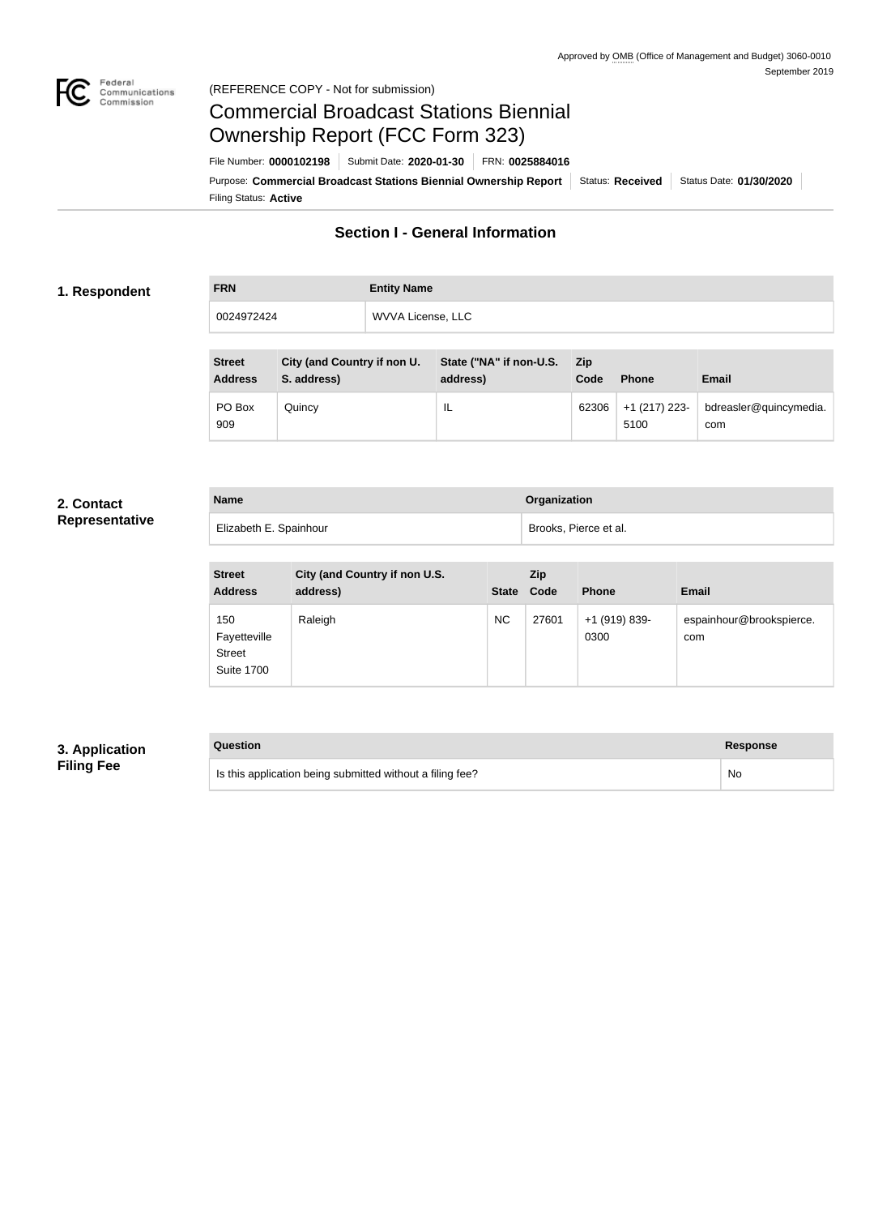Approved by OMB (Office of Management and Budget) 3060-0010
September 2019

(REFERENCE COPY - Not for submission)

# Commercial Broadcast Stations Biennial Ownership Report (FCC Form 323)

File Number: **0000102198** | Submit Date: **2020-01-30** | FRN: **0025884016**

Purpose: **Commercial Broadcast Stations Biennial Ownership Report** | Status: **Received** | Status Date: **01/30/2020**

Filing Status: **Active**

## Section I - General Information

### 1. Respondent

| FRN | Entity Name |
|---|---|
| 0024972424 | WVVA License, LLC |

| Street Address | City (and Country if non U. S. address) | State ("NA" if non-U.S. address) | Zip Code | Phone | Email |
|---|---|---|---|---|---|
| PO Box 909 | Quincy | IL | 62306 | +1 (217) 223-5100 | bdreasler@quincymedia.com |

### 2. Contact Representative

| Name | Organization |
|---|---|
| Elizabeth E. Spainhour | Brooks, Pierce et al. |

| Street Address | City (and Country if non U.S. address) | State | Zip Code | Phone | Email |
|---|---|---|---|---|---|
| 150 Fayetteville Street Suite 1700 | Raleigh | NC | 27601 | +1 (919) 839-0300 | espainhour@brookspierce.com |

### 3. Application Filing Fee

| Question | Response |
|---|---|
| Is this application being submitted without a filing fee? | No |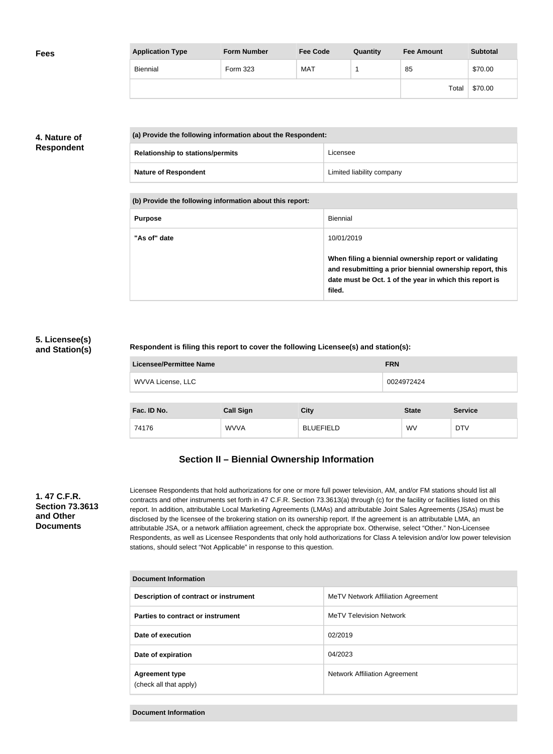**Fees**

| Application Type | Form Number | Fee Code | Quantity | Fee Amount | Subtotal |
| --- | --- | --- | --- | --- | --- |
| Biennial | Form 323 | MAT | 1 | 85 | $70.00 |
| | | | | Total | $70.00 |

**4. Nature of Respondent**

| (a) Provide the following information about the Respondent: | |
| --- | --- |
| Relationship to stations/permits | Licensee |
| Nature of Respondent | Limited liability company |

| (b) Provide the following information about this report: | |
| --- | --- |
| Purpose | Biennial |
| "As of" date | 10/01/2019<br><br>**When filing a biennial ownership report or validating and resubmitting a prior biennial ownership report, this date must be Oct. 1 of the year in which this report is filed.** |

**5. Licensee(s) and Station(s)**

**Respondent is filing this report to cover the following Licensee(s) and station(s):**

| Licensee/Permittee Name | FRN |
| --- | --- |
| WVVA License, LLC | 0024972424 |

| Fac. ID No. | Call Sign | City | State | Service |
| --- | --- | --- | --- | --- |
| 74176 | WVVA | BLUEFIELD | WV | DTV |

## Section II – Biennial Ownership Information

**1. 47 C.F.R. Section 73.3613 and Other Documents**

Licensee Respondents that hold authorizations for one or more full power television, AM, and/or FM stations should list all contracts and other instruments set forth in 47 C.F.R. Section 73.3613(a) through (c) for the facility or facilities listed on this report. In addition, attributable Local Marketing Agreements (LMAs) and attributable Joint Sales Agreements (JSAs) must be disclosed by the licensee of the brokering station on its ownership report. If the agreement is an attributable LMA, an attributable JSA, or a network affiliation agreement, check the appropriate box. Otherwise, select "Other." Non-Licensee Respondents, as well as Licensee Respondents that only hold authorizations for Class A television and/or low power television stations, should select "Not Applicable" in response to this question.

| Document Information | |
| --- | --- |
| Description of contract or instrument | MeTV Network Affiliation Agreement |
| Parties to contract or instrument | MeTV Television Network |
| Date of execution | 02/2019 |
| Date of expiration | 04/2023 |
| Agreement type<br>(check all that apply) | Network Affiliation Agreement |

| Document Information |
| --- |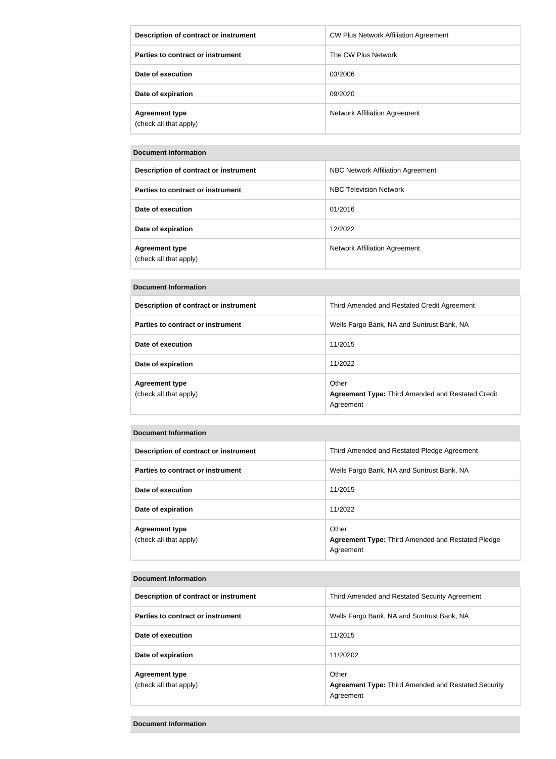| Description of contract or instrument | CW Plus Network Affiliation Agreement |
|---|---|
| Parties to contract or instrument | The CW Plus Network |
| Date of execution | 03/2006 |
| Date of expiration | 09/2020 |
| **Agreement type** (check all that apply) | Network Affiliation Agreement |

| Document Information | |
|---|---|
| **Description of contract or instrument** | NBC Network Affiliation Agreement |
| **Parties to contract or instrument** | NBC Television Network |
| **Date of execution** | 01/2016 |
| **Date of expiration** | 12/2022 |
| **Agreement type** (check all that apply) | Network Affiliation Agreement |

| Document Information | |
|---|---|
| **Description of contract or instrument** | Third Amended and Restated Credit Agreement |
| **Parties to contract or instrument** | Wells Fargo Bank, NA and Suntrust Bank, NA |
| **Date of execution** | 11/2015 |
| **Date of expiration** | 11/2022 |
| **Agreement type** (check all that apply) | Other **Agreement Type:** Third Amended and Restated Credit Agreement |

| Document Information | |
|---|---|
| **Description of contract or instrument** | Third Amended and Restated Pledge Agreement |
| **Parties to contract or instrument** | Wells Fargo Bank, NA and Suntrust Bank, NA |
| **Date of execution** | 11/2015 |
| **Date of expiration** | 11/2022 |
| **Agreement type** (check all that apply) | Other **Agreement Type:** Third Amended and Restated Pledge Agreement |

| Document Information | |
|---|---|
| **Description of contract or instrument** | Third Amended and Restated Security Agreement |
| **Parties to contract or instrument** | Wells Fargo Bank, NA and Suntrust Bank, NA |
| **Date of execution** | 11/2015 |
| **Date of expiration** | 11/20202 |
| **Agreement type** (check all that apply) | Other **Agreement Type:** Third Amended and Restated Security Agreement |

| Document Information |
|---|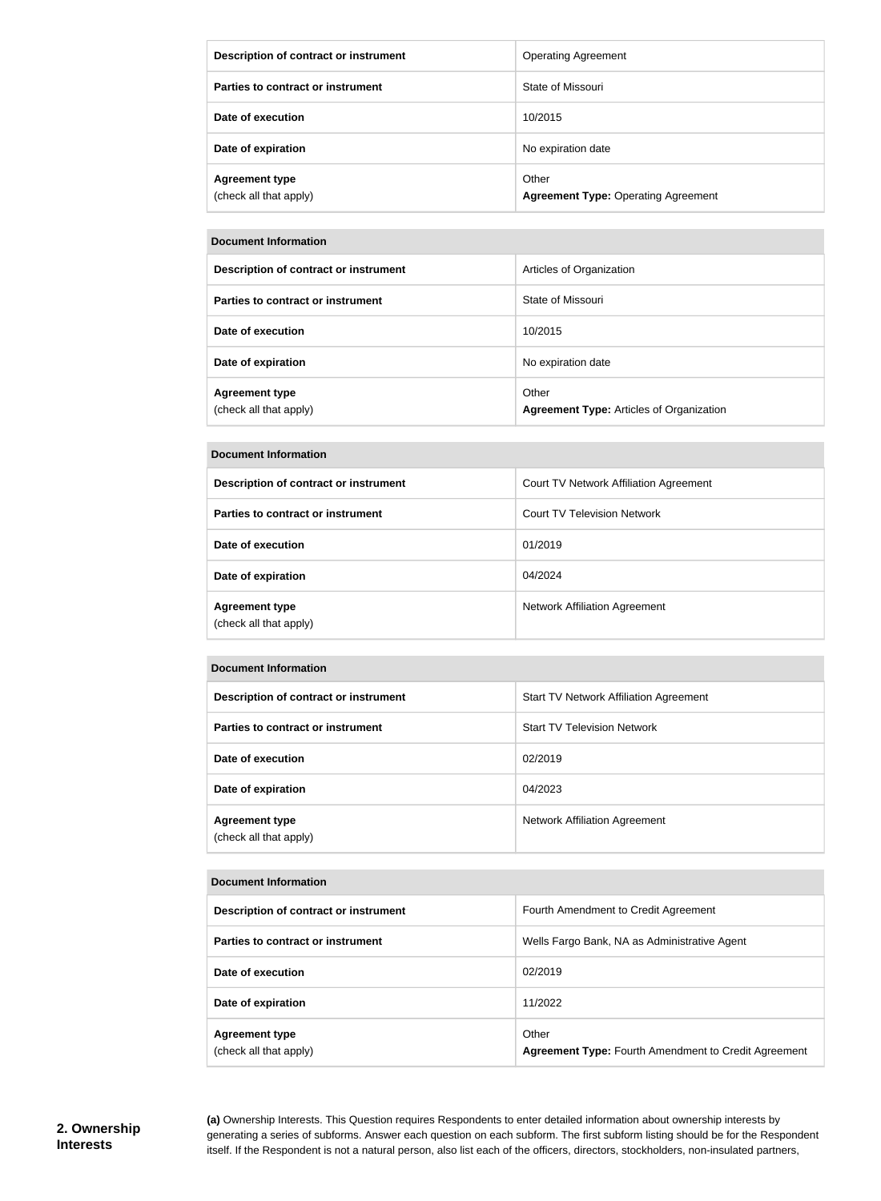| Description of contract or instrument | Operating Agreement |
| --- | --- |
| Parties to contract or instrument | State of Missouri |
| Date of execution | 10/2015 |
| Date of expiration | No expiration date |
| Agreement type (check all that apply) | Other **Agreement Type:** Operating Agreement |

| Document Information | |
| --- | --- |
| Description of contract or instrument | Articles of Organization |
| Parties to contract or instrument | State of Missouri |
| Date of execution | 10/2015 |
| Date of expiration | No expiration date |
| Agreement type (check all that apply) | Other **Agreement Type:** Articles of Organization |

| Document Information | |
| --- | --- |
| Description of contract or instrument | Court TV Network Affiliation Agreement |
| Parties to contract or instrument | Court TV Television Network |
| Date of execution | 01/2019 |
| Date of expiration | 04/2024 |
| Agreement type (check all that apply) | Network Affiliation Agreement |

| Document Information | |
| --- | --- |
| Description of contract or instrument | Start TV Network Affiliation Agreement |
| Parties to contract or instrument | Start TV Television Network |
| Date of execution | 02/2019 |
| Date of expiration | 04/2023 |
| Agreement type (check all that apply) | Network Affiliation Agreement |

| Document Information | |
| --- | --- |
| Description of contract or instrument | Fourth Amendment to Credit Agreement |
| Parties to contract or instrument | Wells Fargo Bank, NA as Administrative Agent |
| Date of execution | 02/2019 |
| Date of expiration | 11/2022 |
| Agreement type (check all that apply) | Other **Agreement Type:** Fourth Amendment to Credit Agreement |

## 2. Ownership Interests

**(a)** Ownership Interests. This Question requires Respondents to enter detailed information about ownership interests by generating a series of subforms. Answer each question on each subform. The first subform listing should be for the Respondent itself. If the Respondent is not a natural person, also list each of the officers, directors, stockholders, non-insulated partners,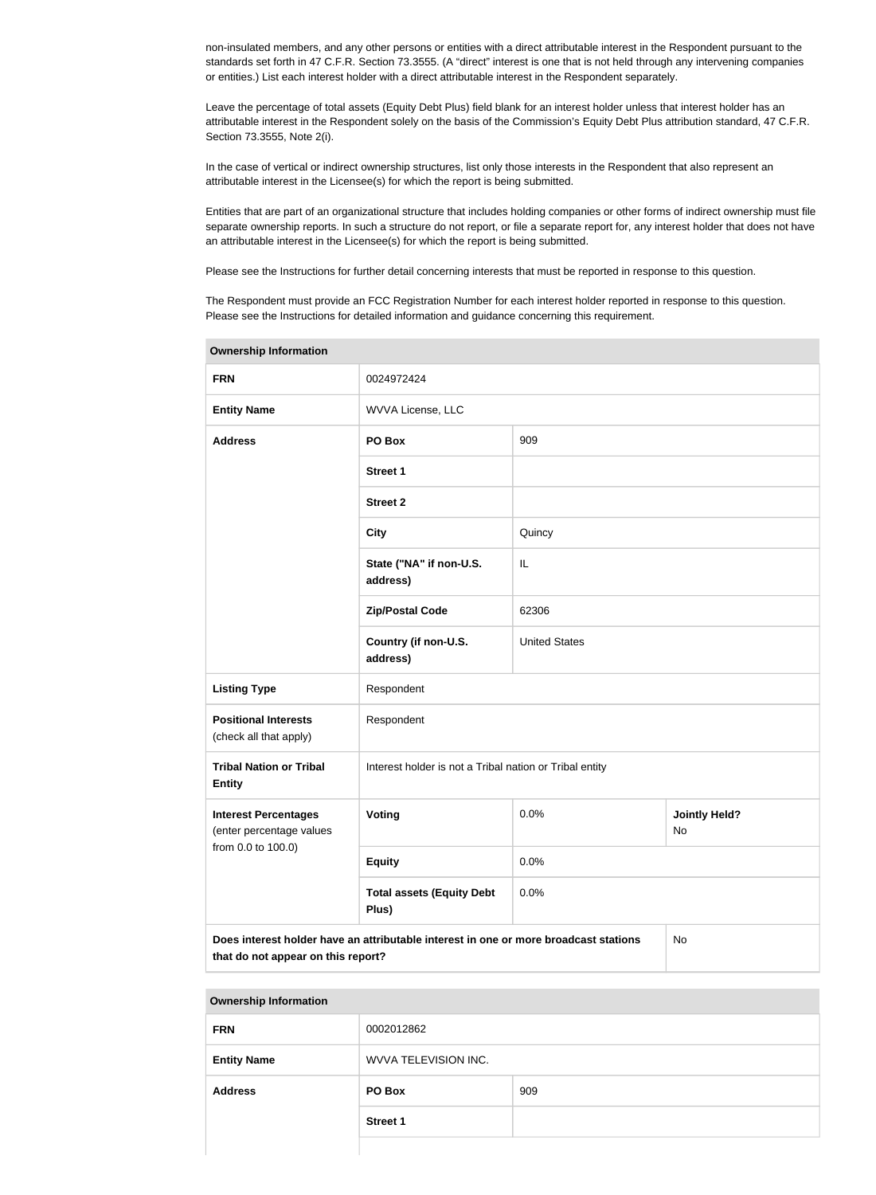non-insulated members, and any other persons or entities with a direct attributable interest in the Respondent pursuant to the standards set forth in 47 C.F.R. Section 73.3555. (A "direct" interest is one that is not held through any intervening companies or entities.) List each interest holder with a direct attributable interest in the Respondent separately.

Leave the percentage of total assets (Equity Debt Plus) field blank for an interest holder unless that interest holder has an attributable interest in the Respondent solely on the basis of the Commission's Equity Debt Plus attribution standard, 47 C.F.R. Section 73.3555, Note 2(i).

In the case of vertical or indirect ownership structures, list only those interests in the Respondent that also represent an attributable interest in the Licensee(s) for which the report is being submitted.

Entities that are part of an organizational structure that includes holding companies or other forms of indirect ownership must file separate ownership reports. In such a structure do not report, or file a separate report for, any interest holder that does not have an attributable interest in the Licensee(s) for which the report is being submitted.

Please see the Instructions for further detail concerning interests that must be reported in response to this question.

The Respondent must provide an FCC Registration Number for each interest holder reported in response to this question. Please see the Instructions for detailed information and guidance concerning this requirement.

| Ownership Information | | | |
|---|---|---|---|
| **FRN** | 0024972424 | | |
| **Entity Name** | WVVA License, LLC | | |
| **Address** | **PO Box** | 909 | |
| | **Street 1** | | |
| | **Street 2** | | |
| | **City** | Quincy | |
| | **State ("NA" if non-U.S. address)** | IL | |
| | **Zip/Postal Code** | 62306 | |
| | **Country (if non-U.S. address)** | United States | |
| **Listing Type** | Respondent | | |
| **Positional Interests** (check all that apply) | Respondent | | |
| **Tribal Nation or Tribal Entity** | Interest holder is not a Tribal nation or Tribal entity | | |
| **Interest Percentages** (enter percentage values from 0.0 to 100.0) | **Voting** | 0.0% | **Jointly Held?** No |
| | **Equity** | 0.0% | |
| | **Total assets (Equity Debt Plus)** | 0.0% | |
| **Does interest holder have an attributable interest in one or more broadcast stations that do not appear on this report?** | | | No |

| Ownership Information | | |
|---|---|---|
| **FRN** | 0002012862 | |
| **Entity Name** | WVVA TELEVISION INC. | |
| **Address** | **PO Box** | 909 |
| | **Street 1** | |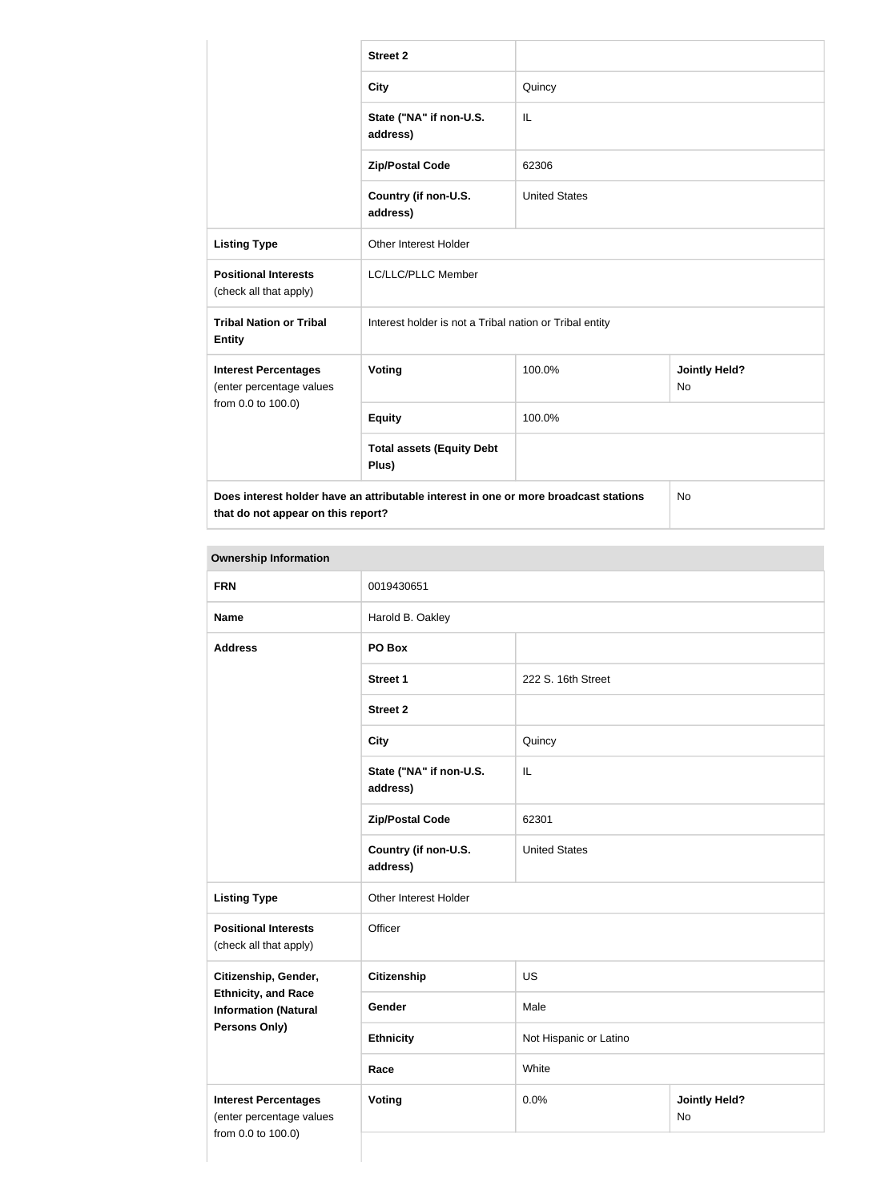| | | | |
|---|---|---|---|
| | **Street 2** | | |
| | **City** | Quincy | |
| | **State ("NA" if non-U.S. address)** | IL | |
| | **Zip/Postal Code** | 62306 | |
| | **Country (if non-U.S. address)** | United States | |
| **Listing Type** | Other Interest Holder | | |
| **Positional Interests** (check all that apply) | LC/LLC/PLLC Member | | |
| **Tribal Nation or Tribal Entity** | Interest holder is not a Tribal nation or Tribal entity | | |
| **Interest Percentages** (enter percentage values from 0.0 to 100.0) | **Voting** | 100.0% | **Jointly Held?** No |
| | **Equity** | 100.0% | |
| | **Total assets (Equity Debt Plus)** | | |
| **Does interest holder have an attributable interest in one or more broadcast stations that do not appear on this report?** | | | No |

| **Ownership Information** | | | |
|---|---|---|---|
| **FRN** | 0019430651 | | |
| **Name** | Harold B. Oakley | | |
| **Address** | **PO Box** | | |
| | **Street 1** | 222 S. 16th Street | |
| | **Street 2** | | |
| | **City** | Quincy | |
| | **State ("NA" if non-U.S. address)** | IL | |
| | **Zip/Postal Code** | 62301 | |
| | **Country (if non-U.S. address)** | United States | |
| **Listing Type** | Other Interest Holder | | |
| **Positional Interests** (check all that apply) | Officer | | |
| **Citizenship, Gender, Ethnicity, and Race Information (Natural Persons Only)** | **Citizenship** | US | |
| | **Gender** | Male | |
| | **Ethnicity** | Not Hispanic or Latino | |
| | **Race** | White | |
| **Interest Percentages** (enter percentage values from 0.0 to 100.0) | **Voting** | 0.0% | **Jointly Held?** No |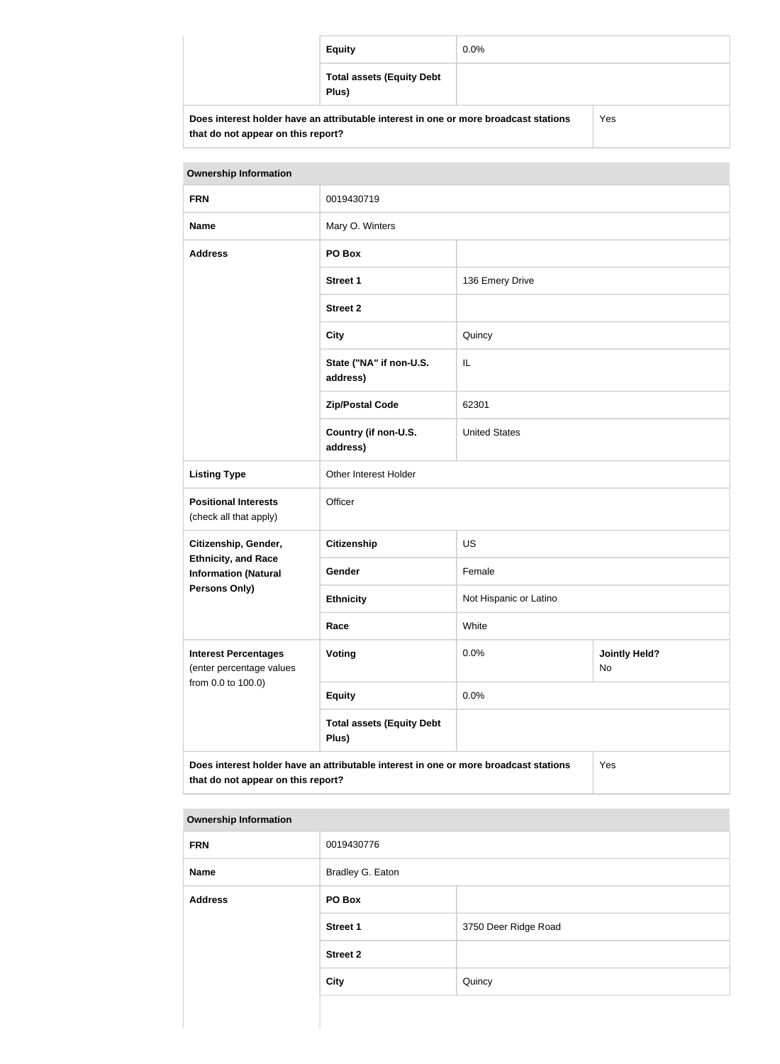| | | |
|---|---|---|
| | **Equity** | 0.0% |
| | **Total assets (Equity Debt Plus)** | |
| **Does interest holder have an attributable interest in one or more broadcast stations that do not appear on this report?** | | Yes |

| **Ownership Information** | | | |
|---|---|---|---|
| **FRN** | 0019430719 | | |
| **Name** | Mary O. Winters | | |
| **Address** | **PO Box** | | |
| | **Street 1** | 136 Emery Drive | |
| | **Street 2** | | |
| | **City** | Quincy | |
| | **State ("NA" if non-U.S. address)** | IL | |
| | **Zip/Postal Code** | 62301 | |
| | **Country (if non-U.S. address)** | United States | |
| **Listing Type** | Other Interest Holder | | |
| **Positional Interests** (check all that apply) | Officer | | |
| **Citizenship, Gender, Ethnicity, and Race Information (Natural Persons Only)** | **Citizenship** | US | |
| | **Gender** | Female | |
| | **Ethnicity** | Not Hispanic or Latino | |
| | **Race** | White | |
| **Interest Percentages** (enter percentage values from 0.0 to 100.0) | **Voting** | 0.0% | **Jointly Held?** No |
| | **Equity** | 0.0% | |
| | **Total assets (Equity Debt Plus)** | | |
| **Does interest holder have an attributable interest in one or more broadcast stations that do not appear on this report?** | | | Yes |

| **Ownership Information** | | |
|---|---|---|
| **FRN** | 0019430776 | |
| **Name** | Bradley G. Eaton | |
| **Address** | **PO Box** | |
| | **Street 1** | 3750 Deer Ridge Road |
| | **Street 2** | |
| | **City** | Quincy |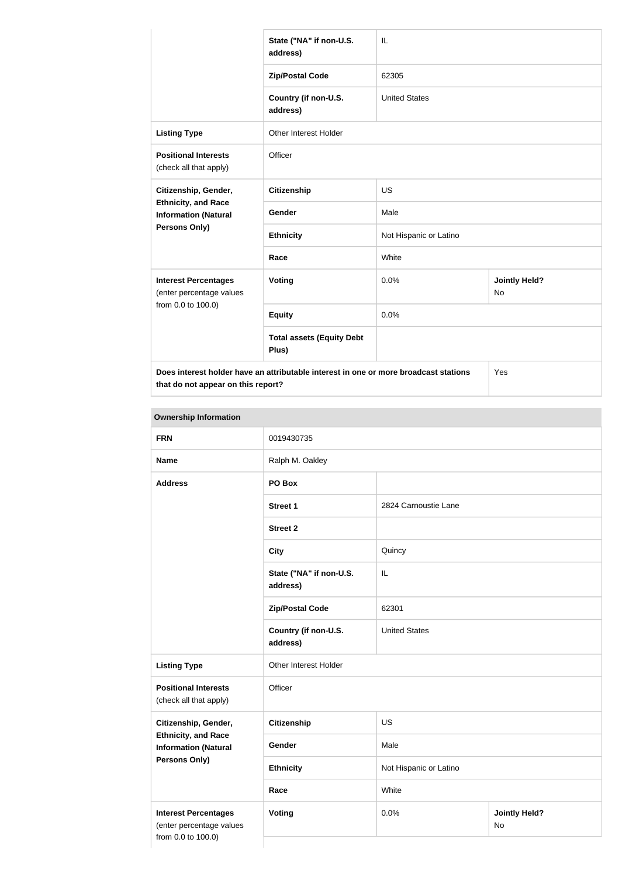| | | | |
|---|---|---|---|
| | State ("NA" if non-U.S. address) | IL | |
| | Zip/Postal Code | 62305 | |
| | Country (if non-U.S. address) | United States | |
| **Listing Type** | Other Interest Holder | | |
| **Positional Interests** (check all that apply) | Officer | | |
| **Citizenship, Gender, Ethnicity, and Race Information (Natural Persons Only)** | **Citizenship** | US | |
| | **Gender** | Male | |
| | **Ethnicity** | Not Hispanic or Latino | |
| | **Race** | White | |
| **Interest Percentages** (enter percentage values from 0.0 to 100.0) | **Voting** | 0.0% | **Jointly Held?** No |
| | **Equity** | 0.0% | |
| | **Total assets (Equity Debt Plus)** | | |
| **Does interest holder have an attributable interest in one or more broadcast stations that do not appear on this report?** | | | Yes |

**Ownership Information**

| | | | |
|---|---|---|---|
| **FRN** | 0019430735 | | |
| **Name** | Ralph M. Oakley | | |
| **Address** | **PO Box** | | |
| | **Street 1** | 2824 Carnoustie Lane | |
| | **Street 2** | | |
| | **City** | Quincy | |
| | **State ("NA" if non-U.S. address)** | IL | |
| | **Zip/Postal Code** | 62301 | |
| | **Country (if non-U.S. address)** | United States | |
| **Listing Type** | Other Interest Holder | | |
| **Positional Interests** (check all that apply) | Officer | | |
| **Citizenship, Gender, Ethnicity, and Race Information (Natural Persons Only)** | **Citizenship** | US | |
| | **Gender** | Male | |
| | **Ethnicity** | Not Hispanic or Latino | |
| | **Race** | White | |
| **Interest Percentages** (enter percentage values from 0.0 to 100.0) | **Voting** | 0.0% | **Jointly Held?** No |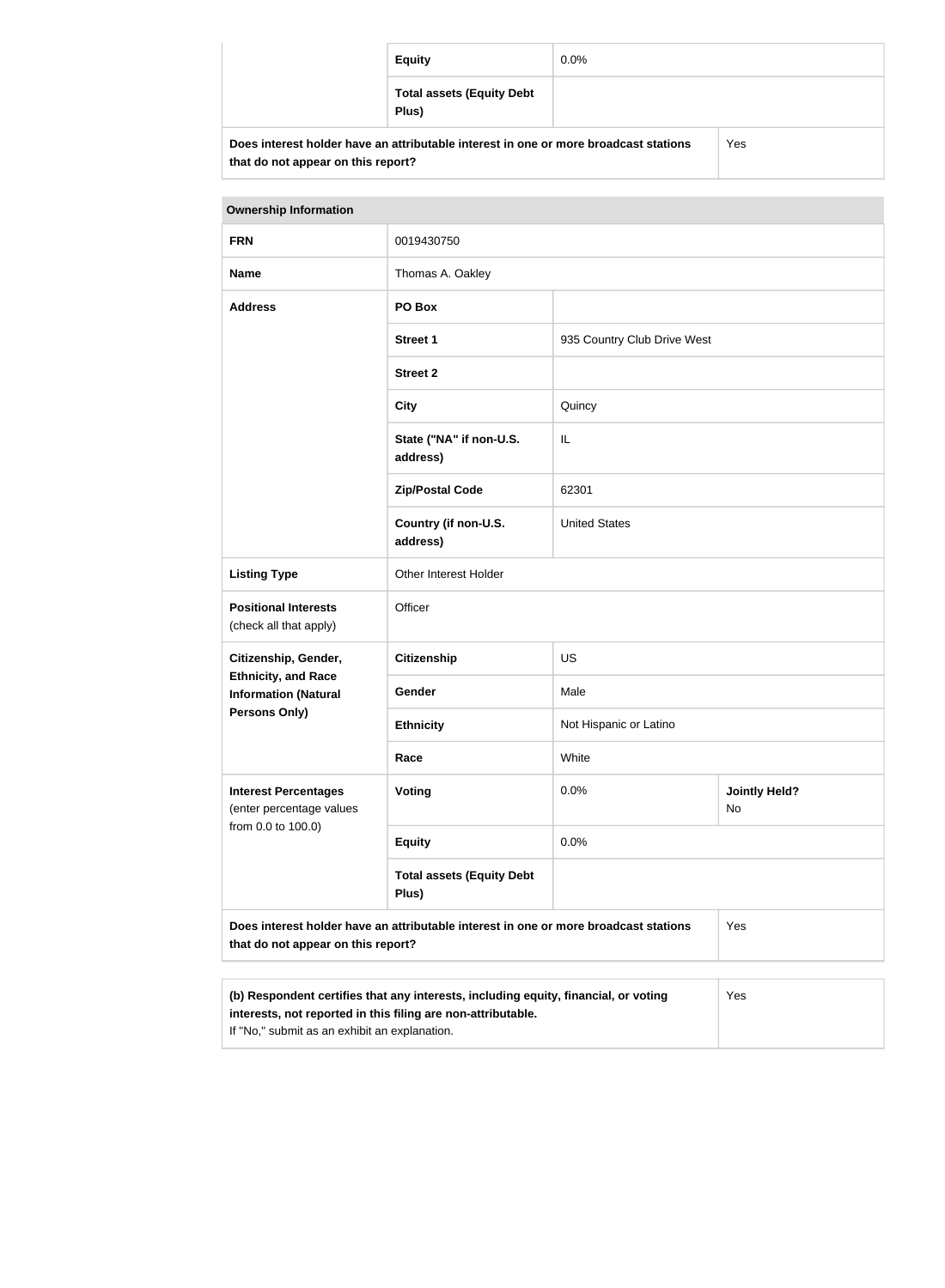| | | |
|---|---|---|
| | **Equity** | 0.0% |
| | **Total assets (Equity Debt Plus)** | |
| **Does interest holder have an attributable interest in one or more broadcast stations that do not appear on this report?** | | Yes |

| **Ownership Information** | | | |
|---|---|---|---|
| **FRN** | 0019430750 | | |
| **Name** | Thomas A. Oakley | | |
| **Address** | **PO Box** | | |
| | **Street 1** | 935 Country Club Drive West | |
| | **Street 2** | | |
| | **City** | Quincy | |
| | **State ("NA" if non-U.S. address)** | IL | |
| | **Zip/Postal Code** | 62301 | |
| | **Country (if non-U.S. address)** | United States | |
| **Listing Type** | Other Interest Holder | | |
| **Positional Interests** (check all that apply) | Officer | | |
| **Citizenship, Gender, Ethnicity, and Race Information (Natural Persons Only)** | **Citizenship** | US | |
| | **Gender** | Male | |
| | **Ethnicity** | Not Hispanic or Latino | |
| | **Race** | White | |
| **Interest Percentages** (enter percentage values from 0.0 to 100.0) | **Voting** | 0.0% | **Jointly Held?** No |
| | **Equity** | 0.0% | |
| | **Total assets (Equity Debt Plus)** | | |
| **Does interest holder have an attributable interest in one or more broadcast stations that do not appear on this report?** | | | Yes |

| | |
|---|---|
| **(b) Respondent certifies that any interests, including equity, financial, or voting interests, not reported in this filing are non-attributable.** If "No," submit as an exhibit an explanation. | Yes |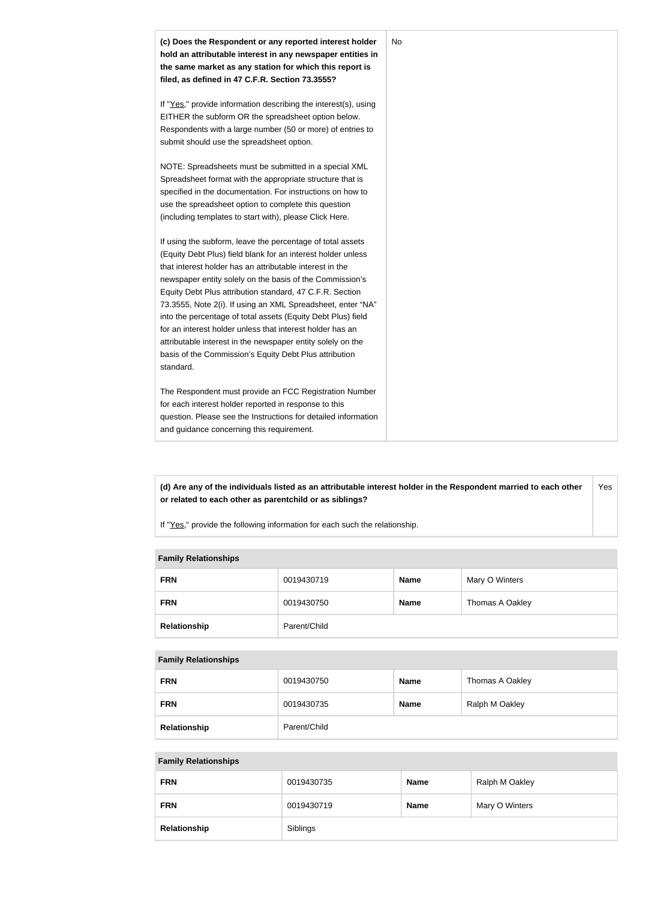| **(c) Does the Respondent or any reported interest holder hold an attributable interest in any newspaper entities in the same market as any station for which this report is filed, as defined in 47 C.F.R. Section 73.3555?**<br><br>If "Yes," provide information describing the interest(s), using EITHER the subform OR the spreadsheet option below. Respondents with a large number (50 or more) of entries to submit should use the spreadsheet option.<br><br>NOTE: Spreadsheets must be submitted in a special XML Spreadsheet format with the appropriate structure that is specified in the documentation. For instructions on how to use the spreadsheet option to complete this question (including templates to start with), please Click Here.<br><br>If using the subform, leave the percentage of total assets (Equity Debt Plus) field blank for an interest holder unless that interest holder has an attributable interest in the newspaper entity solely on the basis of the Commission's Equity Debt Plus attribution standard, 47 C.F.R. Section 73.3555, Note 2(i). If using an XML Spreadsheet, enter "NA" into the percentage of total assets (Equity Debt Plus) field for an interest holder unless that interest holder has an attributable interest in the newspaper entity solely on the basis of the Commission's Equity Debt Plus attribution standard.<br><br>The Respondent must provide an FCC Registration Number for each interest holder reported in response to this question. Please see the Instructions for detailed information and guidance concerning this requirement. | No |
|---|---|

| **(d) Are any of the individuals listed as an attributable interest holder in the Respondent married to each other or related to each other as parentchild or as siblings?**<br><br>If "Yes," provide the following information for each such the relationship. | Yes |
|---|---|

**Family Relationships**

| **FRN** | 0019430719 | **Name** | Mary O Winters |
|---|---|---|---|
| **FRN** | 0019430750 | **Name** | Thomas A Oakley |
| **Relationship** | Parent/Child | | |

**Family Relationships**

| **FRN** | 0019430750 | **Name** | Thomas A Oakley |
|---|---|---|---|
| **FRN** | 0019430735 | **Name** | Ralph M Oakley |
| **Relationship** | Parent/Child | | |

**Family Relationships**

| **FRN** | 0019430735 | **Name** | Ralph M Oakley |
|---|---|---|---|
| **FRN** | 0019430719 | **Name** | Mary O Winters |
| **Relationship** | Siblings | | |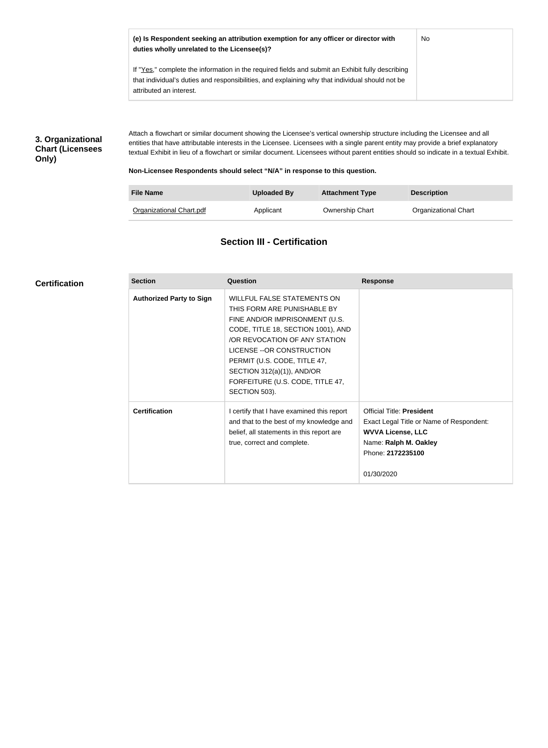| | |
|---|---|
| **(e) Is Respondent seeking an attribution exemption for any officer or director with duties wholly unrelated to the Licensee(s)?**<br><br>If "Yes," complete the information in the required fields and submit an Exhibit fully describing that individual's duties and responsibilities, and explaining why that individual should not be attributed an interest. | No |

### 3. Organizational Chart (Licensees Only)

Attach a flowchart or similar document showing the Licensee's vertical ownership structure including the Licensee and all entities that have attributable interests in the Licensee. Licensees with a single parent entity may provide a brief explanatory textual Exhibit in lieu of a flowchart or similar document. Licensees without parent entities should so indicate in a textual Exhibit.

**Non-Licensee Respondents should select "N/A" in response to this question.**

| File Name | Uploaded By | Attachment Type | Description |
|---|---|---|---|
| Organizational Chart.pdf | Applicant | Ownership Chart | Organizational Chart |

## Section III - Certification

### Certification

| Section | Question | Response |
|---|---|---|
| **Authorized Party to Sign** | WILLFUL FALSE STATEMENTS ON THIS FORM ARE PUNISHABLE BY FINE AND/OR IMPRISONMENT (U.S. CODE, TITLE 18, SECTION 1001), AND /OR REVOCATION OF ANY STATION LICENSE --OR CONSTRUCTION PERMIT (U.S. CODE, TITLE 47, SECTION 312(a)(1)), AND/OR FORFEITURE (U.S. CODE, TITLE 47, SECTION 503). | |
| **Certification** | I certify that I have examined this report and that to the best of my knowledge and belief, all statements in this report are true, correct and complete. | Official Title: **President**<br>Exact Legal Title or Name of Respondent: **WVVA License, LLC**<br>Name: **Ralph M. Oakley**<br>Phone: **2172235100**<br><br>01/30/2020 |